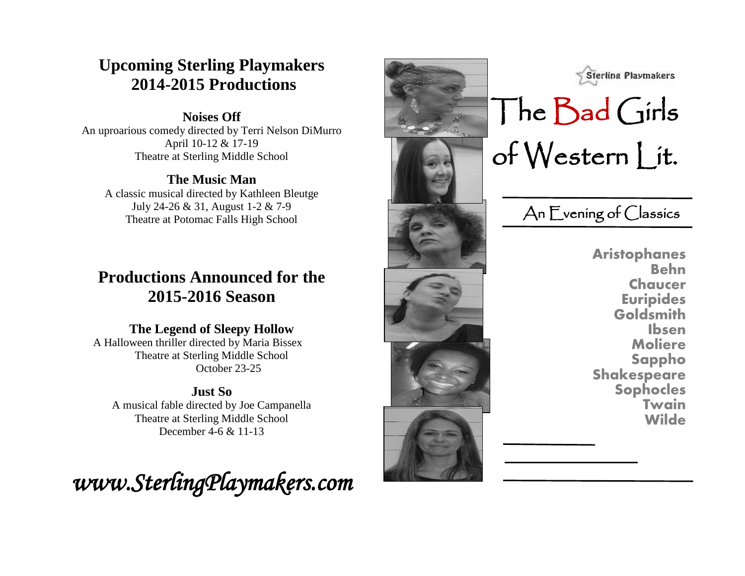## Upcoming Sterling Playmakers 2014-2015 Productions

**Noises Off**
An uproarious comedy directed by Terri Nelson DiMurro
April 10-12 & 17-19
Theatre at Sterling Middle School

**The Music Man**
A classic musical directed by Kathleen Bleutge
July 24-26 & 31, August 1-2 & 7-9
Theatre at Potomac Falls High School

## Productions Announced for the 2015-2016 Season

**The Legend of Sleepy Hollow**
A Halloween thriller directed by Maria Bissex
Theatre at Sterling Middle School
October 23-25

**Just So**
A musical fable directed by Joe Campanella
Theatre at Sterling Middle School
December 4-6 & 11-13

*www.SterlingPlaymakers.com*

Sterling Playmakers

# The Bad Girls of Western Lit.

## An Evening of Classics

**Aristophanes**
**Behn**
**Chaucer**
**Euripides**
**Goldsmith**
**Ibsen**
**Moliere**
**Sappho**
**Shakespeare**
**Sophocles**
**Twain**
**Wilde**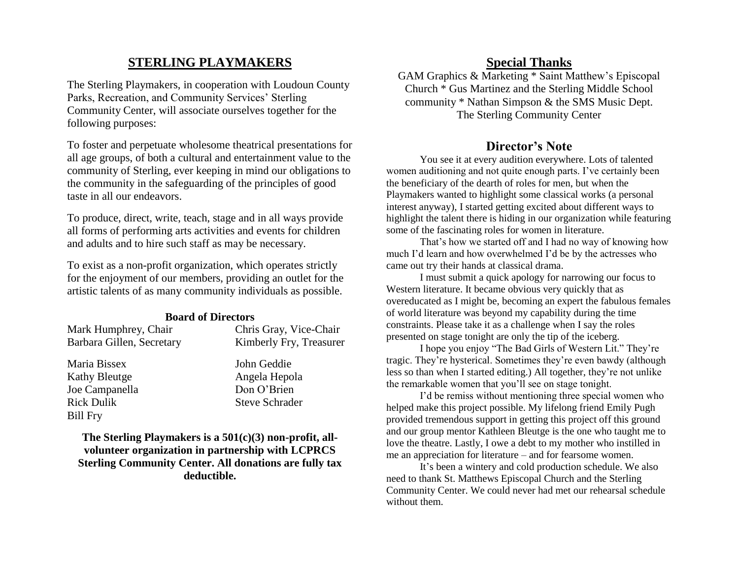## STERLING PLAYMAKERS

The Sterling Playmakers, in cooperation with Loudoun County Parks, Recreation, and Community Services' Sterling Community Center, will associate ourselves together for the following purposes:

To foster and perpetuate wholesome theatrical presentations for all age groups, of both a cultural and entertainment value to the community of Sterling, ever keeping in mind our obligations to the community in the safeguarding of the principles of good taste in all our endeavors.

To produce, direct, write, teach, stage and in all ways provide all forms of performing arts activities and events for children and adults and to hire such staff as may be necessary.

To exist as a non-profit organization, which operates strictly for the enjoyment of our members, providing an outlet for the artistic talents of as many community individuals as possible.

**Board of Directors**

| | |
|---|---|
| Mark Humphrey, Chair | Chris Gray, Vice-Chair |
| Barbara Gillen, Secretary | Kimberly Fry, Treasurer |
| Maria Bissex | John Geddie |
| Kathy Bleutge | Angela Hepola |
| Joe Campanella | Don O'Brien |
| Rick Dulik | Steve Schrader |
| Bill Fry | |

**The Sterling Playmakers is a 501(c)(3) non-profit, all-volunteer organization in partnership with LCPRCS Sterling Community Center. All donations are fully tax deductible.**

## Special Thanks

GAM Graphics & Marketing * Saint Matthew's Episcopal Church * Gus Martinez and the Sterling Middle School community * Nathan Simpson & the SMS Music Dept. The Sterling Community Center

## Director's Note

You see it at every audition everywhere. Lots of talented women auditioning and not quite enough parts. I've certainly been the beneficiary of the dearth of roles for men, but when the Playmakers wanted to highlight some classical works (a personal interest anyway), I started getting excited about different ways to highlight the talent there is hiding in our organization while featuring some of the fascinating roles for women in literature.

That's how we started off and I had no way of knowing how much I'd learn and how overwhelmed I'd be by the actresses who came out try their hands at classical drama.

I must submit a quick apology for narrowing our focus to Western literature. It became obvious very quickly that as overeducated as I might be, becoming an expert the fabulous females of world literature was beyond my capability during the time constraints. Please take it as a challenge when I say the roles presented on stage tonight are only the tip of the iceberg.

I hope you enjoy "The Bad Girls of Western Lit." They're tragic. They're hysterical. Sometimes they're even bawdy (although less so than when I started editing.) All together, they're not unlike the remarkable women that you'll see on stage tonight.

I'd be remiss without mentioning three special women who helped make this project possible. My lifelong friend Emily Pugh provided tremendous support in getting this project off this ground and our group mentor Kathleen Bleutge is the one who taught me to love the theatre. Lastly, I owe a debt to my mother who instilled in me an appreciation for literature – and for fearsome women.

It's been a wintery and cold production schedule. We also need to thank St. Matthews Episcopal Church and the Sterling Community Center. We could never had met our rehearsal schedule without them.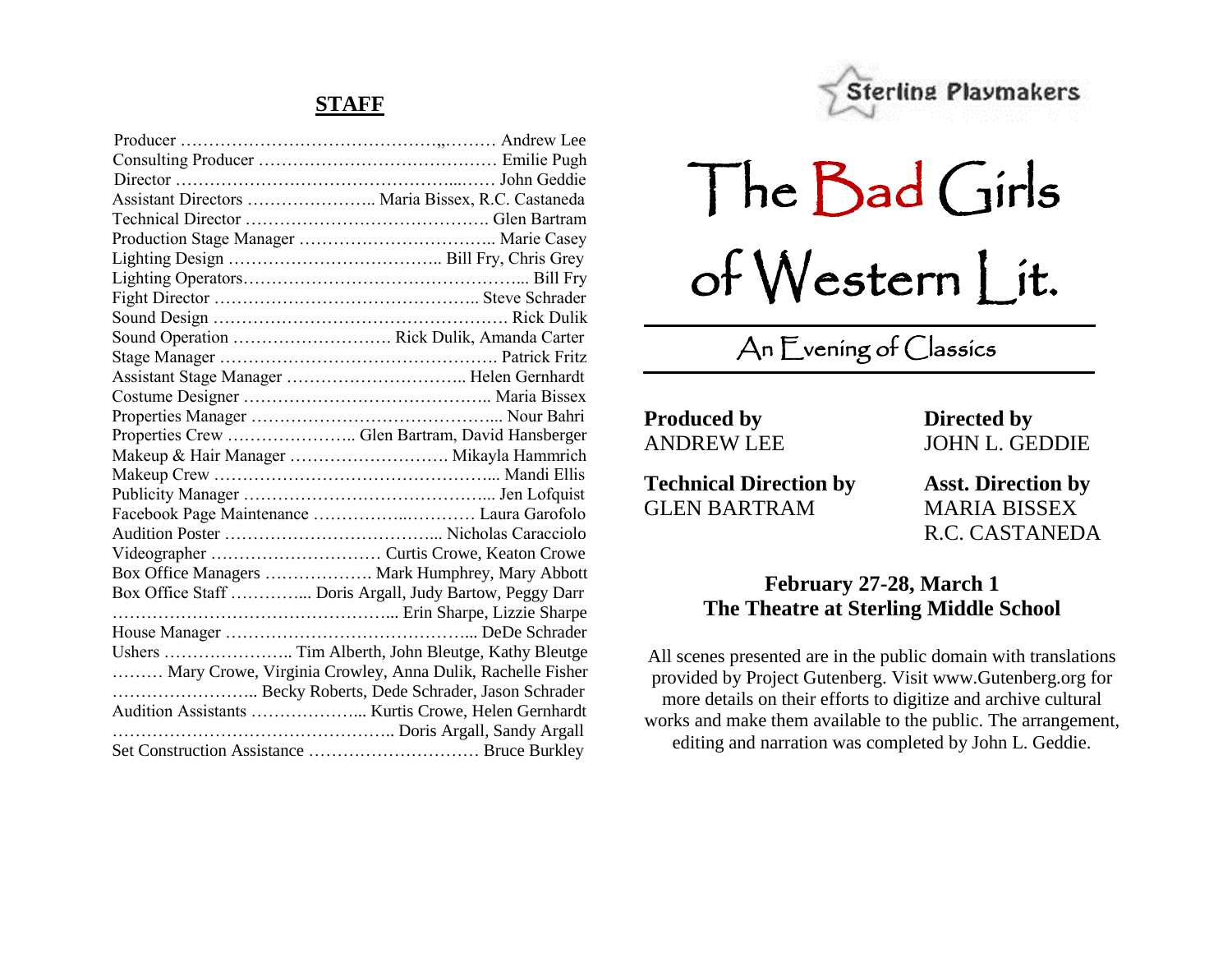## STAFF

Producer ……………………………………….,……… Andrew Lee
Consulting Producer …………………………………… Emilie Pugh
Director …………………………………………...…… John Geddie
Assistant Directors ………………….. Maria Bissex, R.C. Castaneda
Technical Director ……………………………………. Glen Bartram
Production Stage Manager …………………………….. Marie Casey
Lighting Design ……………………………….. Bill Fry, Chris Grey
Lighting Operators………………………………………... Bill Fry
Fight Director ……………………………………….. Steve Schrader
Sound Design ……………………………………………. Rick Dulik
Sound Operation ………………………. Rick Dulik, Amanda Carter
Stage Manager …………………………………………. Patrick Fritz
Assistant Stage Manager ………………………….. Helen Gernhardt
Costume Designer …………………………………….. Maria Bissex
Properties Manager ……………………………………... Nour Bahri
Properties Crew ………………….. Glen Bartram, David Hansberger
Makeup & Hair Manager ………………………. Mikayla Hammrich
Makeup Crew …………………………………………... Mandi Ellis
Publicity Manager ……………………………………... Jen Lofquist
Facebook Page Maintenance ……………..………… Laura Garofolo
Audition Poster ………………………………... Nicholas Caracciolo
Videographer ………………………… Curtis Crowe, Keaton Crowe
Box Office Managers ………………. Mark Humphrey, Mary Abbott
Box Office Staff …………... Doris Argall, Judy Bartow, Peggy Darr
…………………………………………... Erin Sharpe, Lizzie Sharpe
House Manager ……………………………………... DeDe Schrader
Ushers ………………….. Tim Alberth, John Bleutge, Kathy Bleutge
……… Mary Crowe, Virginia Crowley, Anna Dulik, Rachelle Fisher
…………………….. Becky Roberts, Dede Schrader, Jason Schrader
Audition Assistants ………………... Kurtis Crowe, Helen Gernhardt
………………………………………….. Doris Argall, Sandy Argall
Set Construction Assistance ………….……………… Bruce Burkley

Sterling Playmakers

# The Bad Girls of Western Lit.

## An Evening of Classics

**Produced by**
ANDREW LEE

**Directed by**
JOHN L. GEDDIE

**Technical Direction by**
GLEN BARTRAM

**Asst. Direction by**
MARIA BISSEX
R.C. CASTANEDA

**February 27-28, March 1**
**The Theatre at Sterling Middle School**

All scenes presented are in the public domain with translations provided by Project Gutenberg. Visit www.Gutenberg.org for more details on their efforts to digitize and archive cultural works and make them available to the public. The arrangement, editing and narration was completed by John L. Geddie.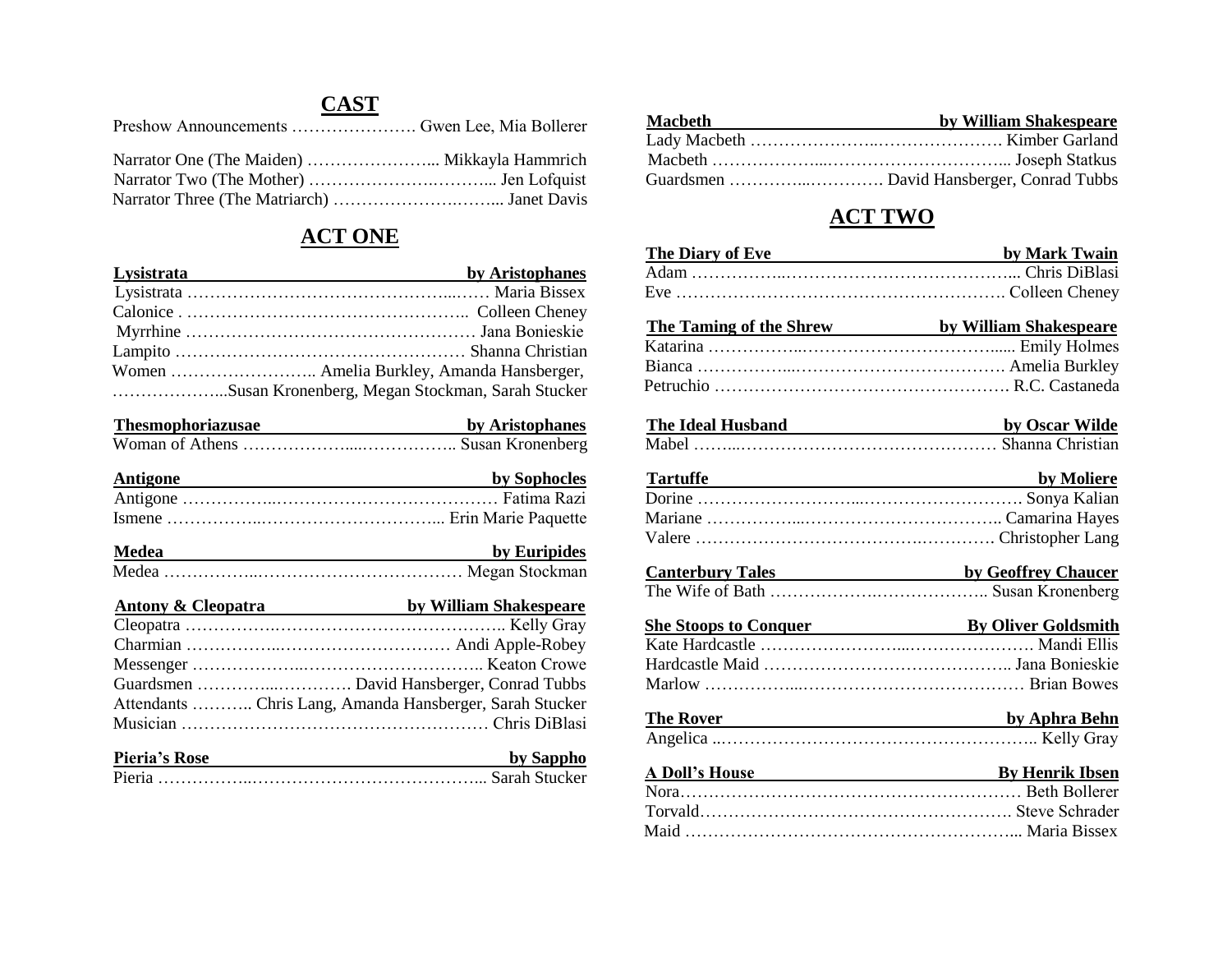## CAST

Preshow Announcements …………………. Gwen Lee, Mia Bollerer

Narrator One (The Maiden) …………………... Mikkayla Hammrich
Narrator Two (The Mother) ……………….……….... Jen Lofquist
Narrator Three (The Matriarch) …………………….…... Janet Davis

## ACT ONE

**Lysistrata** **by Aristophanes**

Lysistrata …………………………………………...…. Maria Bissex
Calonice . …………………………………………….. Colleen Cheney
Myrrhine …………………………………………… Jana Bonieskie
Lampito …………………………………………… Shanna Christian
Women …………………….. Amelia Burkley, Amanda Hansberger,
………………...Susan Kronenberg, Megan Stockman, Sarah Stucker

**Thesmophoriazusae** **by Aristophanes**

Woman of Athens ………………....…………….. Susan Kronenberg

**Antigone** **by Sophocles**

Antigone ……………..………………………………… Fatima Razi
Ismene ……………..…………………………... Erin Marie Paquette

**Medea** **by Euripides**

Medea ……………..……………………………… Megan Stockman

**Antony & Cleopatra** **by William Shakespeare**

Cleopatra …………….…………………….………….. Kelly Gray
Charmian ……………..………………………… Andi Apple-Robey
Messenger ………………..………………………….. Keaton Crowe
Guardsmen …………...…………. David Hansberger, Conrad Tubbs
Attendants ……….. Chris Lang, Amanda Hansberger, Sarah Stucker
Musician ……………………………………………… Chris DiBlasi

**Pieria's Rose** **by Sappho**

Pieria ……………..…………………………………... Sarah Stucker

**Macbeth** **by William Shakespeare**

Lady Macbeth …………………..…………………. Kimber Garland
Macbeth ………………...………………………….... Joseph Statkus
Guardsmen …………...…………. David Hansberger, Conrad Tubbs

## ACT TWO

**The Diary of Eve** **by Mark Twain**

Adam ……………..…………………………………... Chris DiBlasi
Eve …………………………………………………. Colleen Cheney

**The Taming of the Shrew** **by William Shakespeare**

Katarina ……………..………………………………..... Emily Holmes
Bianca ……………...……………………………… Amelia Burkley
Petruchio ……………………………………………. R.C. Castaneda

**The Ideal Husband** **by Oscar Wilde**

Mabel ……..……………………………………… Shanna Christian

**Tartuffe** **by Moliere**

Dorine ………………………...………………………. Sonya Kalian
Mariane ……………...…………………………….. Camarina Hayes
Valere ………………………………….………. Christopher Lang

**Canterbury Tales** **by Geoffrey Chaucer**

The Wife of Bath ……………….……………….. Susan Kronenberg

**She Stoops to Conquer** **By Oliver Goldsmith**

Kate Hardcastle ……………………...………………. Mandi Ellis
Hardcastle Maid …………………………………….. Jana Bonieskie
Marlow ……………...………………………………… Brian Bowes

**The Rover** **by Aphra Behn**

Angelica ..……………………………………………….. Kelly Gray

**A Doll's House** **By Henrik Ibsen**

Nora…………………………………………………… Beth Bollerer
Torvald………………………………………………. Steve Schrader
Maid …………………………………………………... Maria Bissex